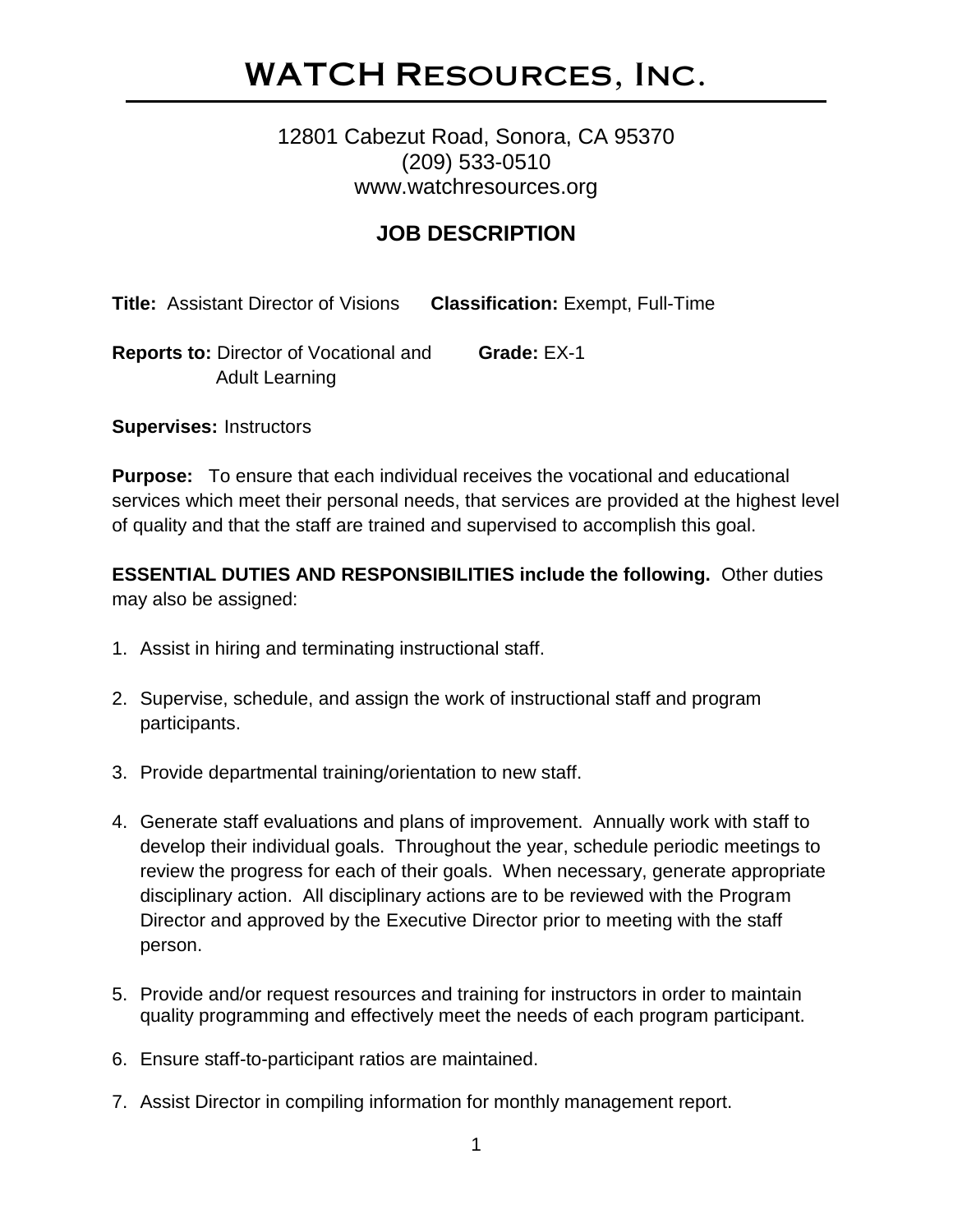# WATCH Resources, Inc.

12801 Cabezut Road, Sonora, CA 95370
(209) 533-0510
www.watchresources.org

## JOB DESCRIPTION

**Title:** Assistant Director of Visions **Classification:** Exempt, Full-Time

**Reports to:** Director of Vocational and Adult Learning **Grade:** EX-1

**Supervises:** Instructors

**Purpose:** To ensure that each individual receives the vocational and educational services which meet their personal needs, that services are provided at the highest level of quality and that the staff are trained and supervised to accomplish this goal.

**ESSENTIAL DUTIES AND RESPONSIBILITIES include the following.** Other duties may also be assigned:

1. Assist in hiring and terminating instructional staff.

2. Supervise, schedule, and assign the work of instructional staff and program participants.

3. Provide departmental training/orientation to new staff.

4. Generate staff evaluations and plans of improvement. Annually work with staff to develop their individual goals. Throughout the year, schedule periodic meetings to review the progress for each of their goals. When necessary, generate appropriate disciplinary action. All disciplinary actions are to be reviewed with the Program Director and approved by the Executive Director prior to meeting with the staff person.

5. Provide and/or request resources and training for instructors in order to maintain quality programming and effectively meet the needs of each program participant.

6. Ensure staff-to-participant ratios are maintained.

7. Assist Director in compiling information for monthly management report.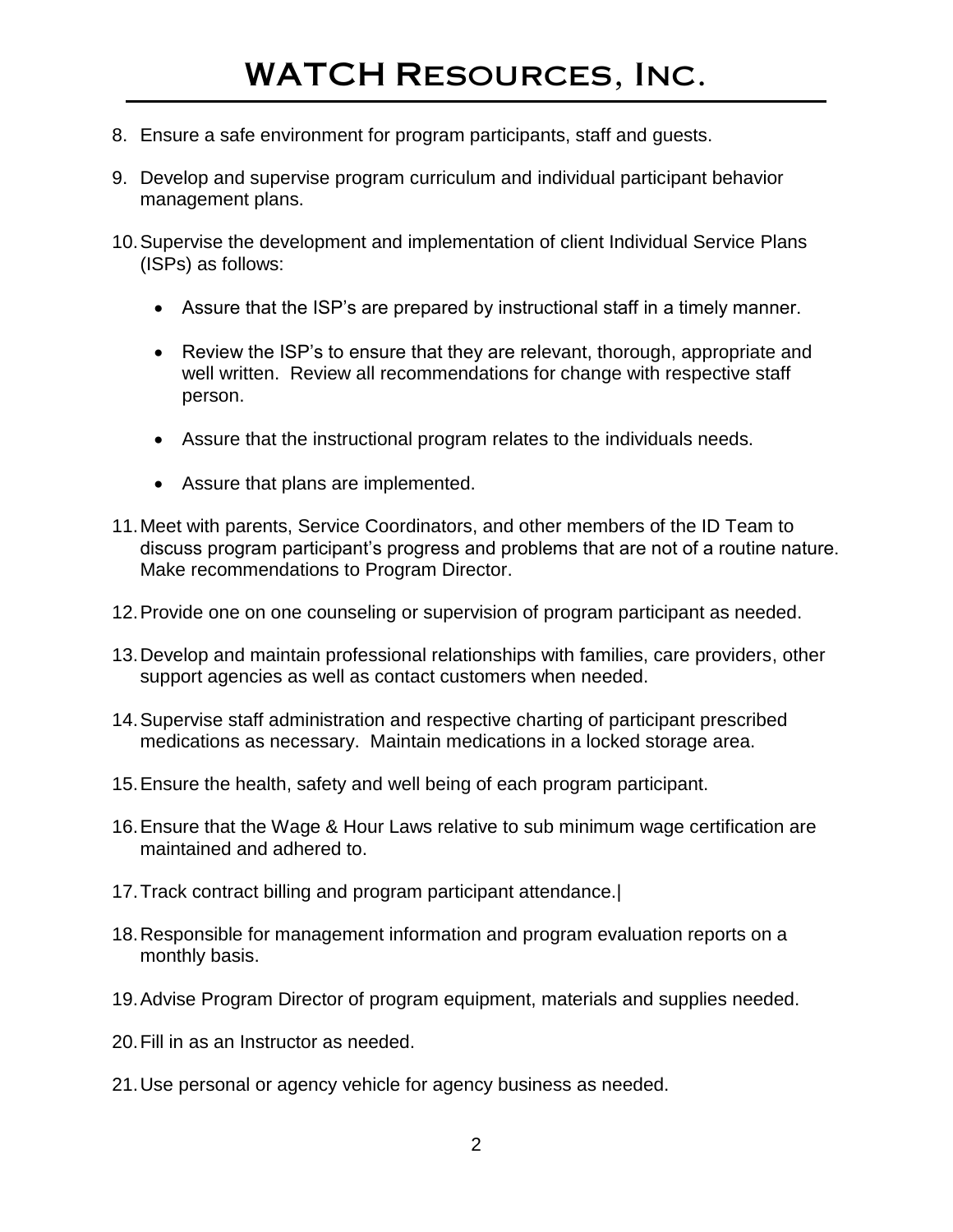8. Ensure a safe environment for program participants, staff and guests.

9. Develop and supervise program curriculum and individual participant behavior management plans.

10. Supervise the development and implementation of client Individual Service Plans (ISPs) as follows:

    - Assure that the ISP's are prepared by instructional staff in a timely manner.

    - Review the ISP's to ensure that they are relevant, thorough, appropriate and well written. Review all recommendations for change with respective staff person.

    - Assure that the instructional program relates to the individuals needs.

    - Assure that plans are implemented.

11. Meet with parents, Service Coordinators, and other members of the ID Team to discuss program participant's progress and problems that are not of a routine nature. Make recommendations to Program Director.

12. Provide one on one counseling or supervision of program participant as needed.

13. Develop and maintain professional relationships with families, care providers, other support agencies as well as contact customers when needed.

14. Supervise staff administration and respective charting of participant prescribed medications as necessary. Maintain medications in a locked storage area.

15. Ensure the health, safety and well being of each program participant.

16. Ensure that the Wage & Hour Laws relative to sub minimum wage certification are maintained and adhered to.

17. Track contract billing and program participant attendance.|

18. Responsible for management information and program evaluation reports on a monthly basis.

19. Advise Program Director of program equipment, materials and supplies needed.

20. Fill in as an Instructor as needed.

21. Use personal or agency vehicle for agency business as needed.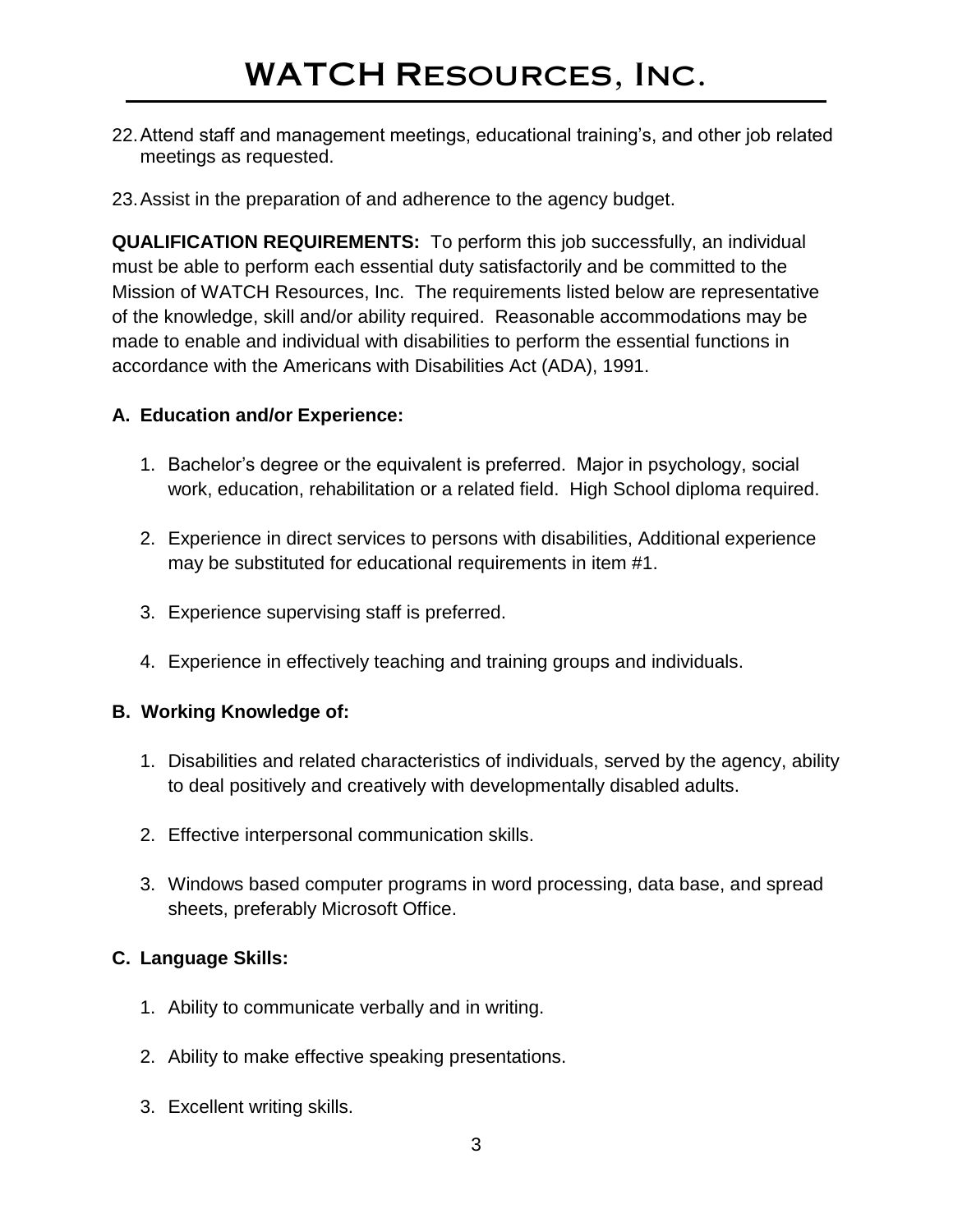22. Attend staff and management meetings, educational training's, and other job related meetings as requested.

23. Assist in the preparation of and adherence to the agency budget.

**QUALIFICATION REQUIREMENTS:** To perform this job successfully, an individual must be able to perform each essential duty satisfactorily and be committed to the Mission of WATCH Resources, Inc. The requirements listed below are representative of the knowledge, skill and/or ability required. Reasonable accommodations may be made to enable and individual with disabilities to perform the essential functions in accordance with the Americans with Disabilities Act (ADA), 1991.

**A. Education and/or Experience:**

1. Bachelor's degree or the equivalent is preferred. Major in psychology, social work, education, rehabilitation or a related field. High School diploma required.

2. Experience in direct services to persons with disabilities, Additional experience may be substituted for educational requirements in item #1.

3. Experience supervising staff is preferred.

4. Experience in effectively teaching and training groups and individuals.

**B. Working Knowledge of:**

1. Disabilities and related characteristics of individuals, served by the agency, ability to deal positively and creatively with developmentally disabled adults.

2. Effective interpersonal communication skills.

3. Windows based computer programs in word processing, data base, and spread sheets, preferably Microsoft Office.

**C. Language Skills:**

1. Ability to communicate verbally and in writing.

2. Ability to make effective speaking presentations.

3. Excellent writing skills.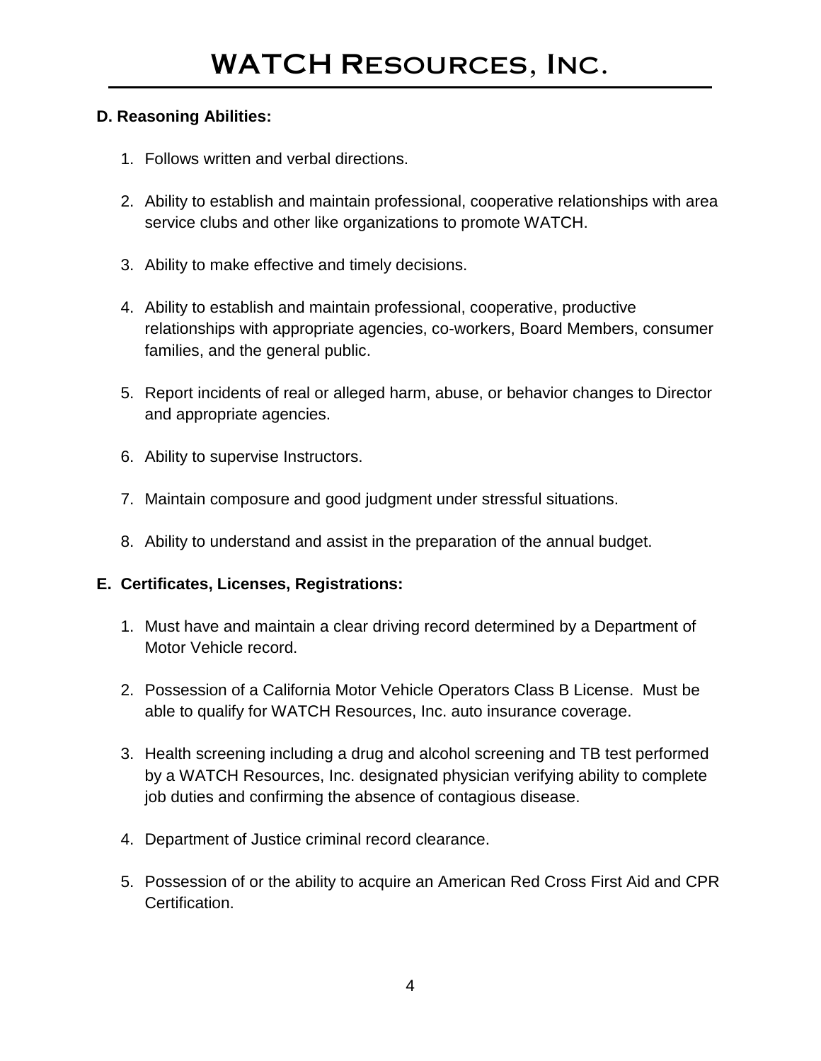**D. Reasoning Abilities:**

1. Follows written and verbal directions.
2. Ability to establish and maintain professional, cooperative relationships with area service clubs and other like organizations to promote WATCH.
3. Ability to make effective and timely decisions.
4. Ability to establish and maintain professional, cooperative, productive relationships with appropriate agencies, co-workers, Board Members, consumer families, and the general public.
5. Report incidents of real or alleged harm, abuse, or behavior changes to Director and appropriate agencies.
6. Ability to supervise Instructors.
7. Maintain composure and good judgment under stressful situations.
8. Ability to understand and assist in the preparation of the annual budget.

**E. Certificates, Licenses, Registrations:**

1. Must have and maintain a clear driving record determined by a Department of Motor Vehicle record.
2. Possession of a California Motor Vehicle Operators Class B License. Must be able to qualify for WATCH Resources, Inc. auto insurance coverage.
3. Health screening including a drug and alcohol screening and TB test performed by a WATCH Resources, Inc. designated physician verifying ability to complete job duties and confirming the absence of contagious disease.
4. Department of Justice criminal record clearance.
5. Possession of or the ability to acquire an American Red Cross First Aid and CPR Certification.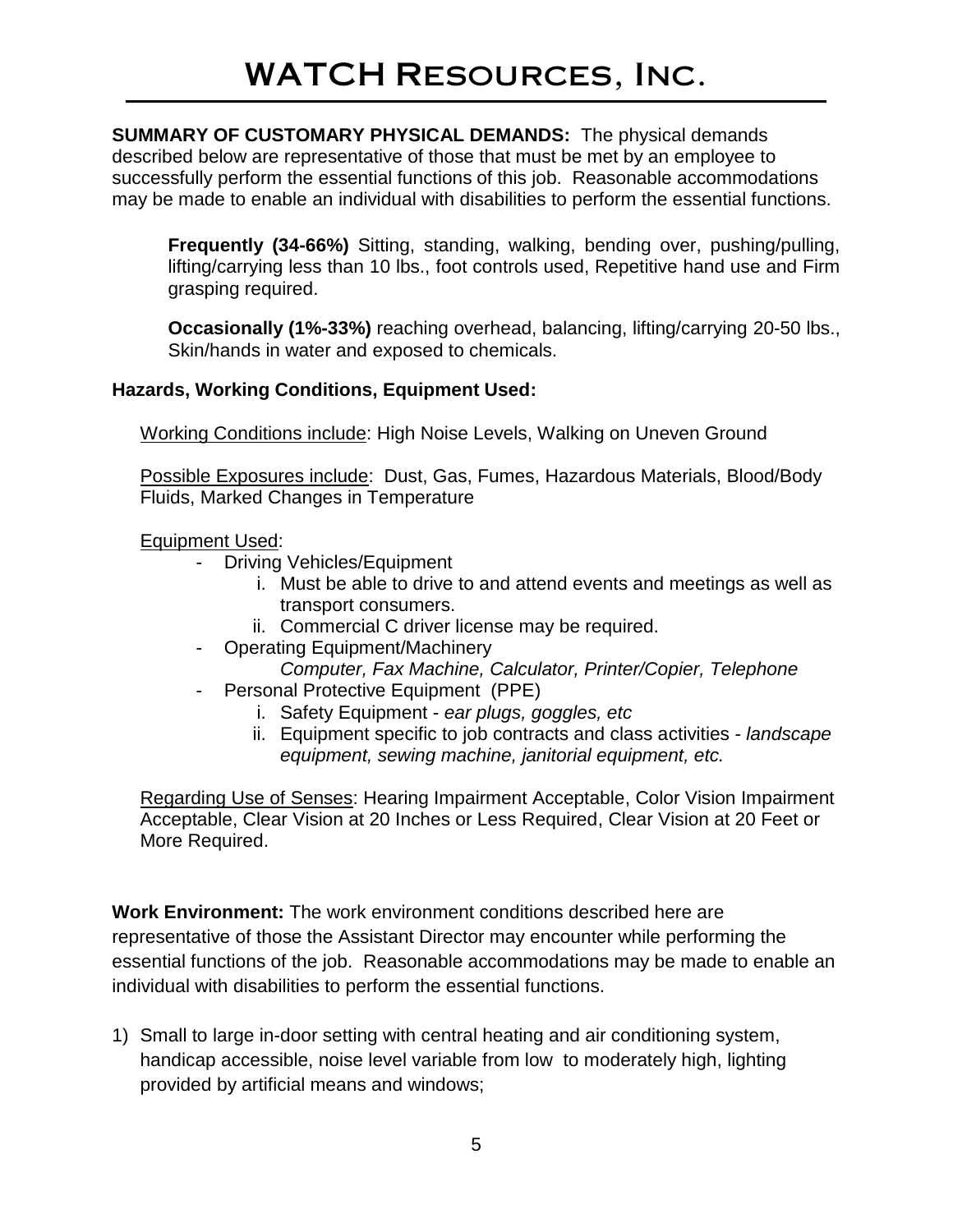**SUMMARY OF CUSTOMARY PHYSICAL DEMANDS:** The physical demands described below are representative of those that must be met by an employee to successfully perform the essential functions of this job. Reasonable accommodations may be made to enable an individual with disabilities to perform the essential functions.

**Frequently (34-66%)** Sitting, standing, walking, bending over, pushing/pulling, lifting/carrying less than 10 lbs., foot controls used, Repetitive hand use and Firm grasping required.

**Occasionally (1%-33%)** reaching overhead, balancing, lifting/carrying 20-50 lbs., Skin/hands in water and exposed to chemicals.

**Hazards, Working Conditions, Equipment Used:**

Working Conditions include: High Noise Levels, Walking on Uneven Ground

Possible Exposures include: Dust, Gas, Fumes, Hazardous Materials, Blood/Body Fluids, Marked Changes in Temperature

Equipment Used:

- Driving Vehicles/Equipment
    i. Must be able to drive to and attend events and meetings as well as transport consumers.
    ii. Commercial C driver license may be required.
- Operating Equipment/Machinery
    *Computer, Fax Machine, Calculator, Printer/Copier, Telephone*
- Personal Protective Equipment (PPE)
    i. Safety Equipment - *ear plugs, goggles, etc*
    ii. Equipment specific to job contracts and class activities - *landscape equipment, sewing machine, janitorial equipment, etc.*

Regarding Use of Senses: Hearing Impairment Acceptable, Color Vision Impairment Acceptable, Clear Vision at 20 Inches or Less Required, Clear Vision at 20 Feet or More Required.

**Work Environment:** The work environment conditions described here are representative of those the Assistant Director may encounter while performing the essential functions of the job. Reasonable accommodations may be made to enable an individual with disabilities to perform the essential functions.

1) Small to large in-door setting with central heating and air conditioning system, handicap accessible, noise level variable from low to moderately high, lighting provided by artificial means and windows;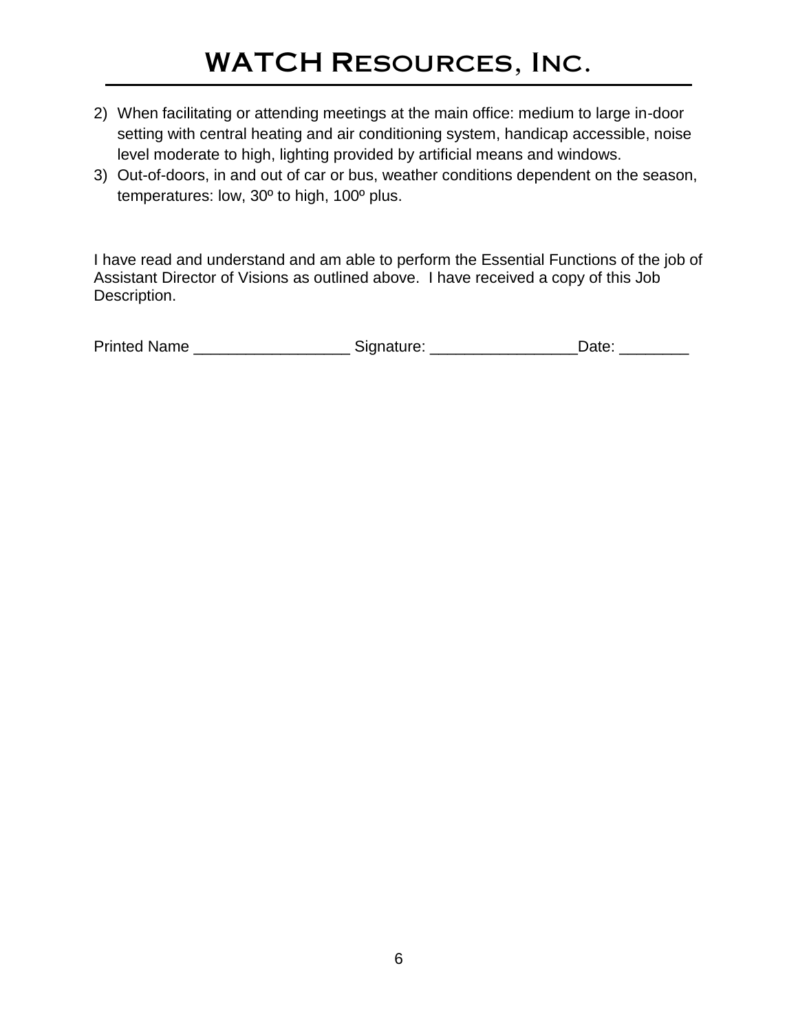2) When facilitating or attending meetings at the main office: medium to large in-door setting with central heating and air conditioning system, handicap accessible, noise level moderate to high, lighting provided by artificial means and windows.
3) Out-of-doors, in and out of car or bus, weather conditions dependent on the season, temperatures: low, 30º to high, 100º plus.

I have read and understand and am able to perform the Essential Functions of the job of Assistant Director of Visions as outlined above. I have received a copy of this Job Description.

Printed Name __________________ Signature: _________________Date: ________